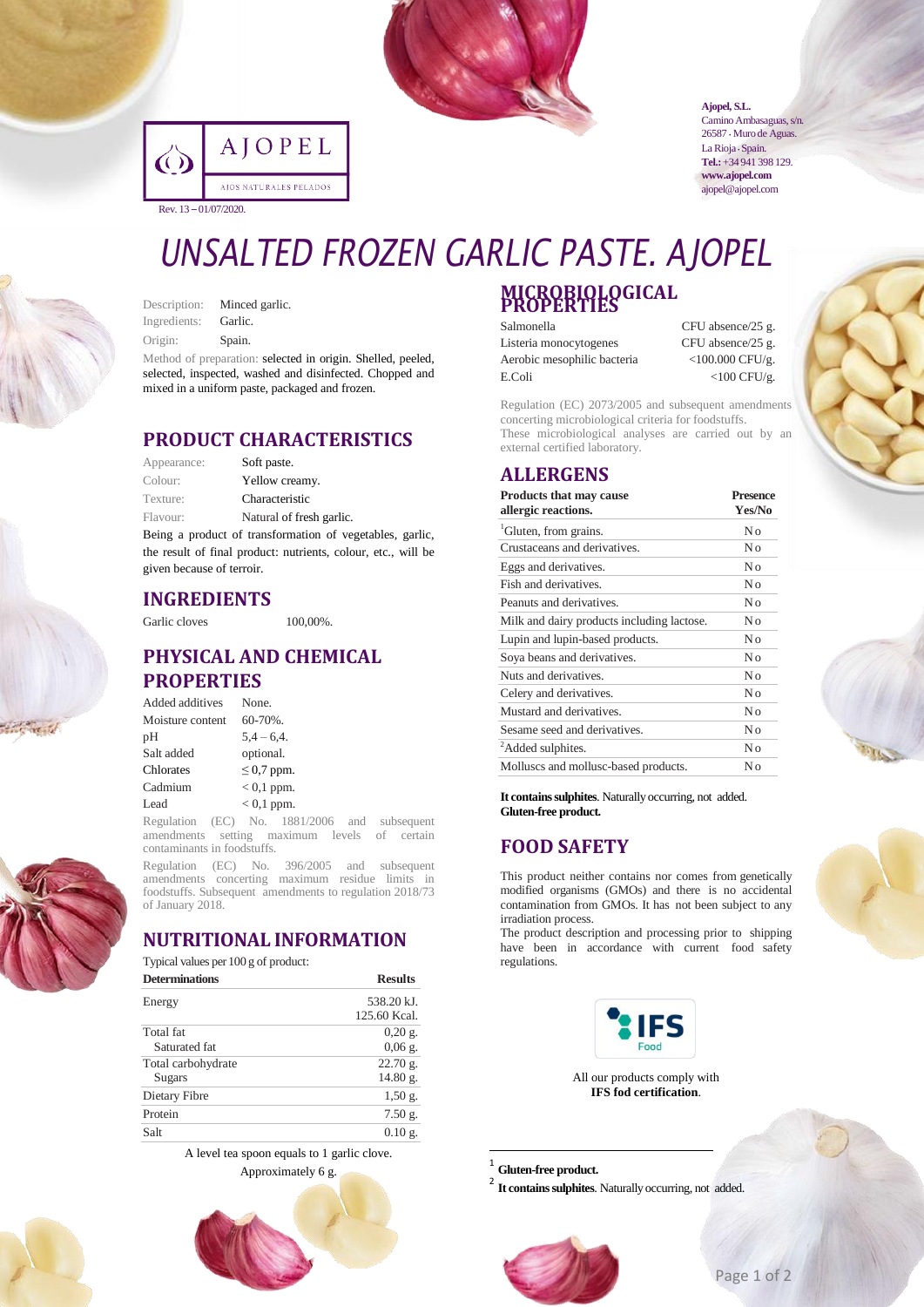AJOPEL

AJOS NATURALES PELADOS

Rev. 13 – 01/07/2020.

**Ajopel, S.L.**
Camino Ambasaguas, s/n.
26587 · Muro de Aguas.
La Rioja · Spain.
**Tel.:** +34 941 398 129.
**www.ajopel.com**
ajopel@ajopel.com

# UNSALTED FROZEN GARLIC PASTE. AJOPEL

Description: Minced garlic.
Ingredients: Garlic.
Origin: Spain.

Method of preparation: selected in origin. Shelled, peeled, selected, inspected, washed and disinfected. Chopped and mixed in a uniform paste, packaged and frozen.

## PRODUCT CHARACTERISTICS

| | |
|---|---|
| Appearance: | Soft paste. |
| Colour: | Yellow creamy. |
| Texture: | Characteristic |
| Flavour: | Natural of fresh garlic. |

Being a product of transformation of vegetables, garlic, the result of final product: nutrients, colour, etc., will be given because of terroir.

## INGREDIENTS

Garlic cloves 100,00%.

## PHYSICAL AND CHEMICAL PROPERTIES

| | |
|---|---|
| Added additives | None. |
| Moisture content | 60-70%. |
| pH | 5,4 – 6,4. |
| Salt added | optional. |
| Chlorates | ≤ 0,7 ppm. |
| Cadmium | < 0,1 ppm. |
| Lead | < 0,1 ppm. |

Regulation (EC) No. 1881/2006 and subsequent amendments setting maximum levels of certain contaminants in foodstuffs.

Regulation (EC) No. 396/2005 and subsequent amendments concerning maximum residue limits in foodstuffs. Subsequent amendments to regulation 2018/73 of January 2018.

## NUTRITIONAL INFORMATION

Typical values per 100 g of product:

| Determinations | Results |
|---|---|
| Energy | 538.20 kJ. 125.60 Kcal. |
| Total fat | 0,20 g. |
| Saturated fat | 0,06 g. |
| Total carbohydrate | 22.70 g. |
| Sugars | 14.80 g. |
| Dietary Fibre | 1,50 g. |
| Protein | 7.50 g. |
| Salt | 0.10 g. |

A level tea spoon equals to 1 garlic clove.
Approximately 6 g.

## MICROBIOLOGICAL PROPERTIES

| | |
|---|---|
| Salmonella | CFU absence/25 g. |
| Listeria monocytogenes | CFU absence/25 g. |
| Aerobic mesophilic bacteria | <100.000 CFU/g. |
| E.Coli | <100 CFU/g. |

Regulation (EC) 2073/2005 and subsequent amendments concerning microbiological criteria for foodstuffs.
These microbiological analyses are carried out by an external certified laboratory.

## ALLERGENS

| Products that may cause allergic reactions. | Presence Yes/No |
|---|---|
| [1]Gluten, from grains. | No |
| Crustaceans and derivatives. | No |
| Eggs and derivatives. | No |
| Fish and derivatives. | No |
| Peanuts and derivatives. | No |
| Milk and dairy products including lactose. | No |
| Lupin and lupin-based products. | No |
| Soya beans and derivatives. | No |
| Nuts and derivatives. | No |
| Celery and derivatives. | No |
| Mustard and derivatives. | No |
| Sesame seed and derivatives. | No |
| [2]Added sulphites. | No |
| Molluscs and mollusc-based products. | No |

**It contains sulphites**. Naturally occurring, not added.
**Gluten-free product.**

## FOOD SAFETY

This product neither contains nor comes from genetically modified organisms (GMOs) and there is no accidental contamination from GMOs. It has not been subject to any irradiation process.
The product description and processing prior to shipping have been in accordance with current food safety regulations.

IFS Food

All our products comply with
**IFS fod certification**.

---

[1] **Gluten-free product.**
[2] **It contains sulphites**. Naturally occurring, not added.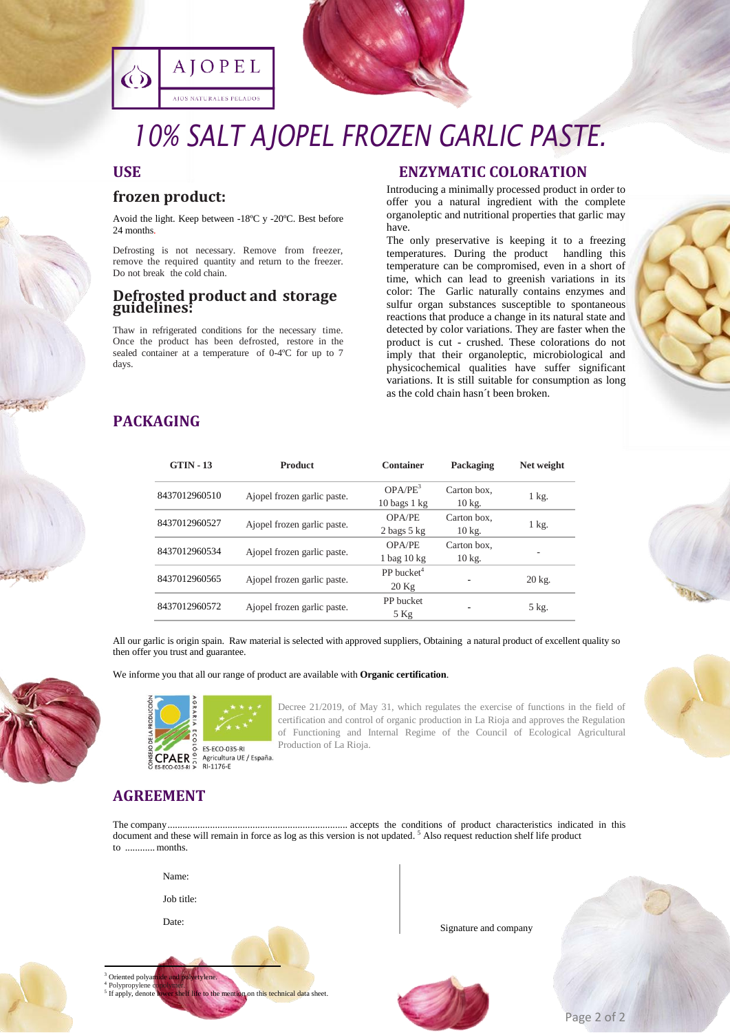AJOPEL

AJOS NATURALES PELADOS

# 10% SALT AJOPEL FROZEN GARLIC PASTE.

## USE

### frozen product:

Avoid the light. Keep between -18ºC y -20ºC. Best before 24 months.

Defrosting is not necessary. Remove from freezer, remove the required quantity and return to the freezer. Do not break the cold chain.

### Defrosted product and storage guidelines:

Thaw in refrigerated conditions for the necessary time. Once the product has been defrosted, restore in the sealed container at a temperature of 0-4ºC for up to 7 days.

## ENZYMATIC COLORATION

Introducing a minimally processed product in order to offer you a natural ingredient with the complete organoleptic and nutritional properties that garlic may have.

The only preservative is keeping it to a freezing temperatures. During the product handling this temperature can be compromised, even in a short of time, which can lead to greenish variations in its color: The Garlic naturally contains enzymes and sulfur organ substances susceptible to spontaneous reactions that produce a change in its natural state and detected by color variations. They are faster when the product is cut - crushed. These colorations do not imply that their organoleptic, microbiological and physicochemical qualities have suffer significant variations. It is still suitable for consumption as long as the cold chain hasn´t been broken.

## PACKAGING

| GTIN - 13 | Product | Container | Packaging | Net weight |
|---|---|---|---|---|
| 8437012960510 | Ajopel frozen garlic paste. | OPA/PE[3] 10 bags 1 kg | Carton box, 10 kg. | 1 kg. |
| 8437012960527 | Ajopel frozen garlic paste. | OPA/PE 2 bags 5 kg | Carton box, 10 kg. | 1 kg. |
| 8437012960534 | Ajopel frozen garlic paste. | OPA/PE 1 bag 10 kg | Carton box, 10 kg. | - |
| 8437012960565 | Ajopel frozen garlic paste. | PP bucket[4] 20 Kg | - | 20 kg. |
| 8437012960572 | Ajopel frozen garlic paste. | PP bucket 5 Kg | - | 5 kg. |

All our garlic is origin spain. Raw material is selected with approved suppliers, Obtaining a natural product of excellent quality so then offer you trust and guarantee.

We informe you that all our range of product are available with **Organic certification**.

CONSEJO DE LA PRODUCCIÓN AGRARIA ECOLÓGICA
CPAER ES-ECO-035-RI
ES-ECO-035-RI
Agricultura UE / España.
RI-1176-E

Decree 21/2019, of May 31, which regulates the exercise of functions in the field of certification and control of organic production in La Rioja and approves the Regulation of Functioning and Internal Regime of the Council of Ecological Agricultural Production of La Rioja.

## AGREEMENT

The company........................................................................ accepts the conditions of product characteristics indicated in this document and these will remain in force as log as this version is not updated. [5] Also request reduction shelf life product to ............ months.

Name:

Job title:

Date:

Signature and company

[3] Oriented polyamide and polyetylene.
[4] Polypropylene container.
[5] If apply, denote lower shelf life to the mention on this technical data sheet.